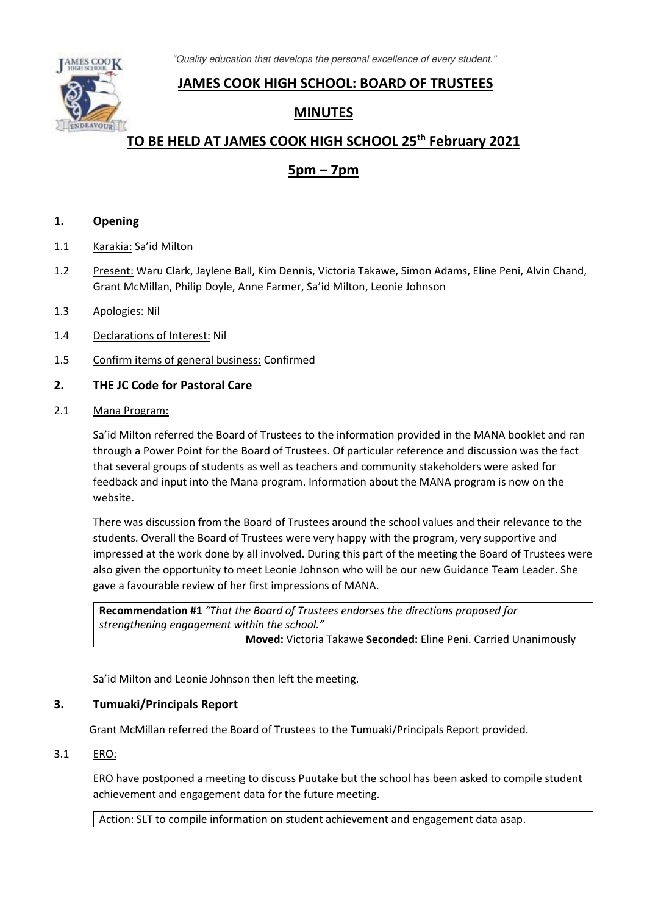*"Quality education that develops the personal excellence of every student."*

# JAMES COOK HIGH SCHOOL: BOARD OF TRUSTEES

## MINUTES

## TO BE HELD AT JAMES COOK HIGH SCHOOL 25th February 2021

## 5pm – 7pm

### 1. Opening

1.1 Karakia: Sa'id Milton

1.2 Present: Waru Clark, Jaylene Ball, Kim Dennis, Victoria Takawe, Simon Adams, Eline Peni, Alvin Chand, Grant McMillan, Philip Doyle, Anne Farmer, Sa'id Milton, Leonie Johnson

1.3 Apologies: Nil

1.4 Declarations of Interest: Nil

1.5 Confirm items of general business: Confirmed

### 2. THE JC Code for Pastoral Care

2.1 Mana Program:

Sa'id Milton referred the Board of Trustees to the information provided in the MANA booklet and ran through a Power Point for the Board of Trustees. Of particular reference and discussion was the fact that several groups of students as well as teachers and community stakeholders were asked for feedback and input into the Mana program. Information about the MANA program is now on the website.

There was discussion from the Board of Trustees around the school values and their relevance to the students. Overall the Board of Trustees were very happy with the program, very supportive and impressed at the work done by all involved. During this part of the meeting the Board of Trustees were also given the opportunity to meet Leonie Johnson who will be our new Guidance Team Leader. She gave a favourable review of her first impressions of MANA.

**Recommendation #1** *"That the Board of Trustees endorses the directions proposed for strengthening engagement within the school."*
**Moved:** Victoria Takawe **Seconded:** Eline Peni. Carried Unanimously

Sa'id Milton and Leonie Johnson then left the meeting.

### 3. Tumuaki/Principals Report

Grant McMillan referred the Board of Trustees to the Tumuaki/Principals Report provided.

3.1 ERO:

ERO have postponed a meeting to discuss Puutake but the school has been asked to compile student achievement and engagement data for the future meeting.

Action: SLT to compile information on student achievement and engagement data asap.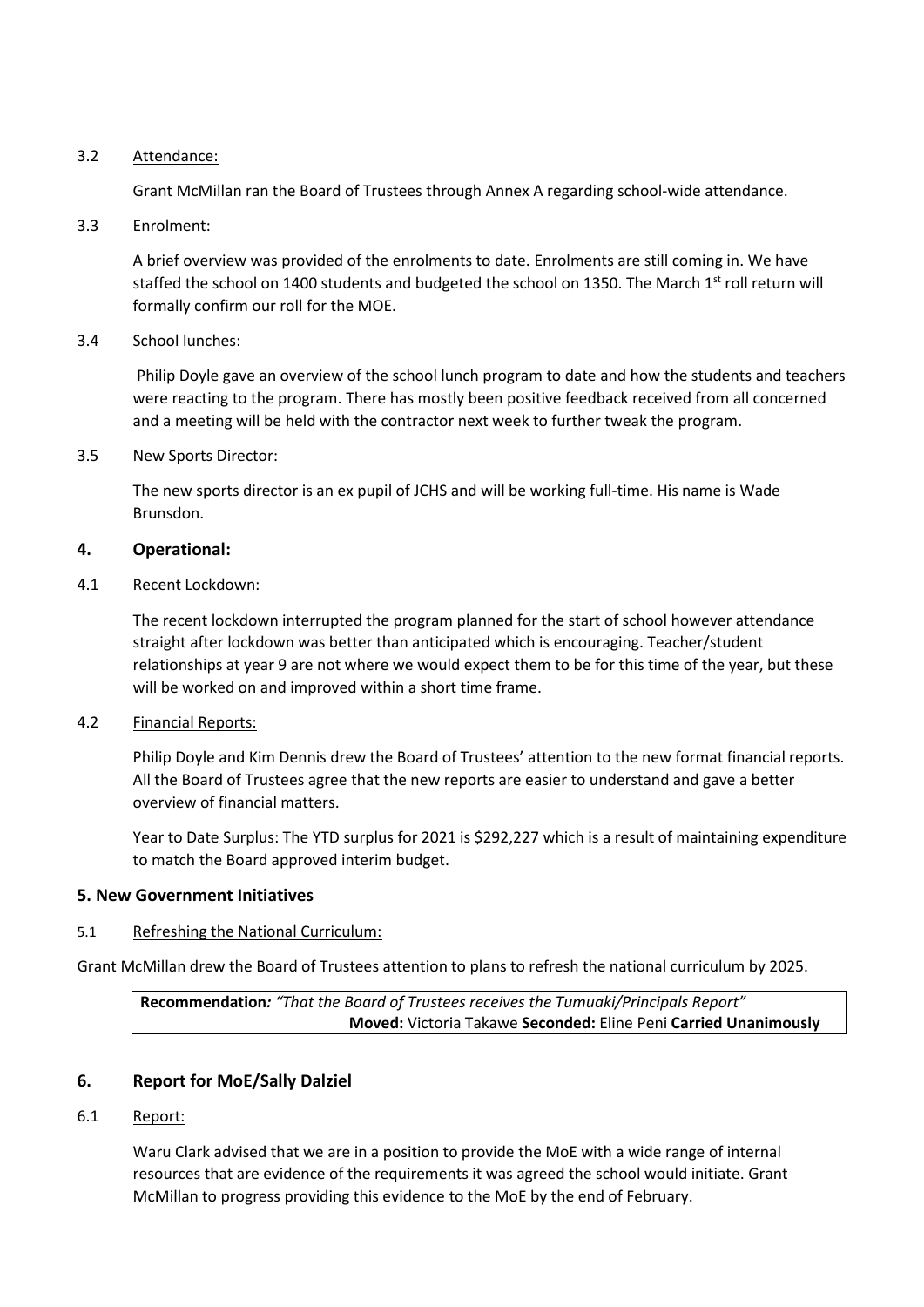3.2 Attendance:

Grant McMillan ran the Board of Trustees through Annex A regarding school-wide attendance.

3.3 Enrolment:

A brief overview was provided of the enrolments to date. Enrolments are still coming in. We have staffed the school on 1400 students and budgeted the school on 1350. The March 1st roll return will formally confirm our roll for the MOE.

3.4 School lunches:

Philip Doyle gave an overview of the school lunch program to date and how the students and teachers were reacting to the program. There has mostly been positive feedback received from all concerned and a meeting will be held with the contractor next week to further tweak the program.

3.5 New Sports Director:

The new sports director is an ex pupil of JCHS and will be working full-time. His name is Wade Brunsdon.

## 4. Operational:

4.1 Recent Lockdown:

The recent lockdown interrupted the program planned for the start of school however attendance straight after lockdown was better than anticipated which is encouraging. Teacher/student relationships at year 9 are not where we would expect them to be for this time of the year, but these will be worked on and improved within a short time frame.

4.2 Financial Reports:

Philip Doyle and Kim Dennis drew the Board of Trustees' attention to the new format financial reports. All the Board of Trustees agree that the new reports are easier to understand and gave a better overview of financial matters.

Year to Date Surplus: The YTD surplus for 2021 is $292,227 which is a result of maintaining expenditure to match the Board approved interim budget.

## 5. New Government Initiatives

5.1 Refreshing the National Curriculum:

Grant McMillan drew the Board of Trustees attention to plans to refresh the national curriculum by 2025.

**Recommendation***: "That the Board of Trustees receives the Tumuaki/Principals Report"*
**Moved:** Victoria Takawe **Seconded:** Eline Peni **Carried Unanimously**

## 6. Report for MoE/Sally Dalziel

6.1 Report:

Waru Clark advised that we are in a position to provide the MoE with a wide range of internal resources that are evidence of the requirements it was agreed the school would initiate. Grant McMillan to progress providing this evidence to the MoE by the end of February.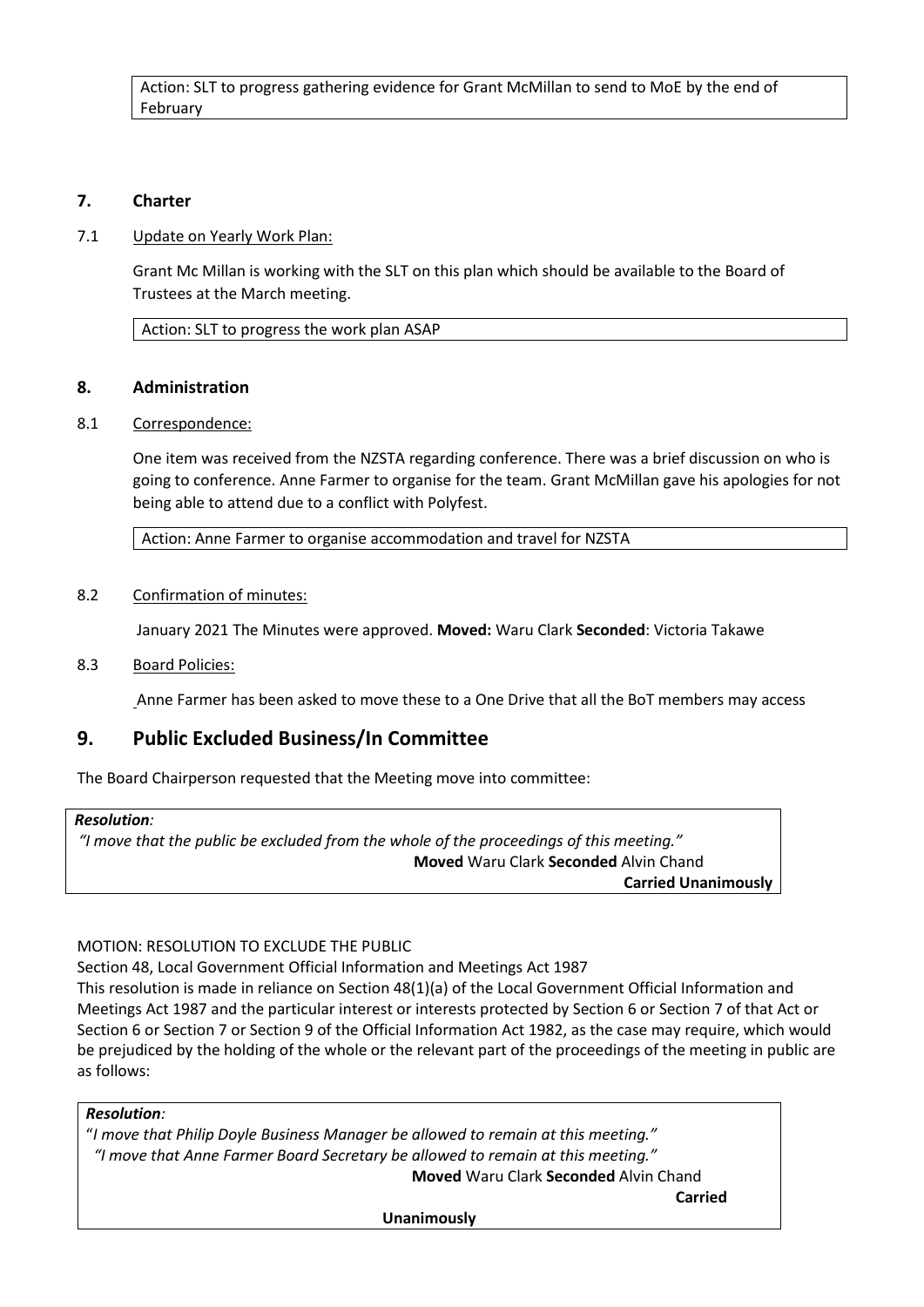Action: SLT to progress gathering evidence for Grant McMillan to send to MoE by the end of February

## 7. Charter

7.1 Update on Yearly Work Plan:

Grant Mc Millan is working with the SLT on this plan which should be available to the Board of Trustees at the March meeting.

Action: SLT to progress the work plan ASAP

## 8. Administration

8.1 Correspondence:

One item was received from the NZSTA regarding conference. There was a brief discussion on who is going to conference. Anne Farmer to organise for the team. Grant McMillan gave his apologies for not being able to attend due to a conflict with Polyfest.

Action: Anne Farmer to organise accommodation and travel for NZSTA

8.2 Confirmation of minutes:

January 2021 The Minutes were approved. **Moved:** Waru Clark **Seconded**: Victoria Takawe

8.3 Board Policies:

Anne Farmer has been asked to move these to a One Drive that all the BoT members may access

## 9. Public Excluded Business/In Committee

The Board Chairperson requested that the Meeting move into committee:

***Resolution:***
*"I move that the public be excluded from the whole of the proceedings of this meeting."*
**Moved** Waru Clark **Seconded** Alvin Chand
**Carried Unanimously**

MOTION: RESOLUTION TO EXCLUDE THE PUBLIC
Section 48, Local Government Official Information and Meetings Act 1987
This resolution is made in reliance on Section 48(1)(a) of the Local Government Official Information and Meetings Act 1987 and the particular interest or interests protected by Section 6 or Section 7 of that Act or Section 6 or Section 7 or Section 9 of the Official Information Act 1982, as the case may require, which would be prejudiced by the holding of the whole or the relevant part of the proceedings of the meeting in public are as follows:

***Resolution:***
"*I move that Philip Doyle Business Manager be allowed to remain at this meeting."*
*"I move that Anne Farmer Board Secretary be allowed to remain at this meeting."*
**Moved** Waru Clark **Seconded** Alvin Chand
**Carried Unanimously**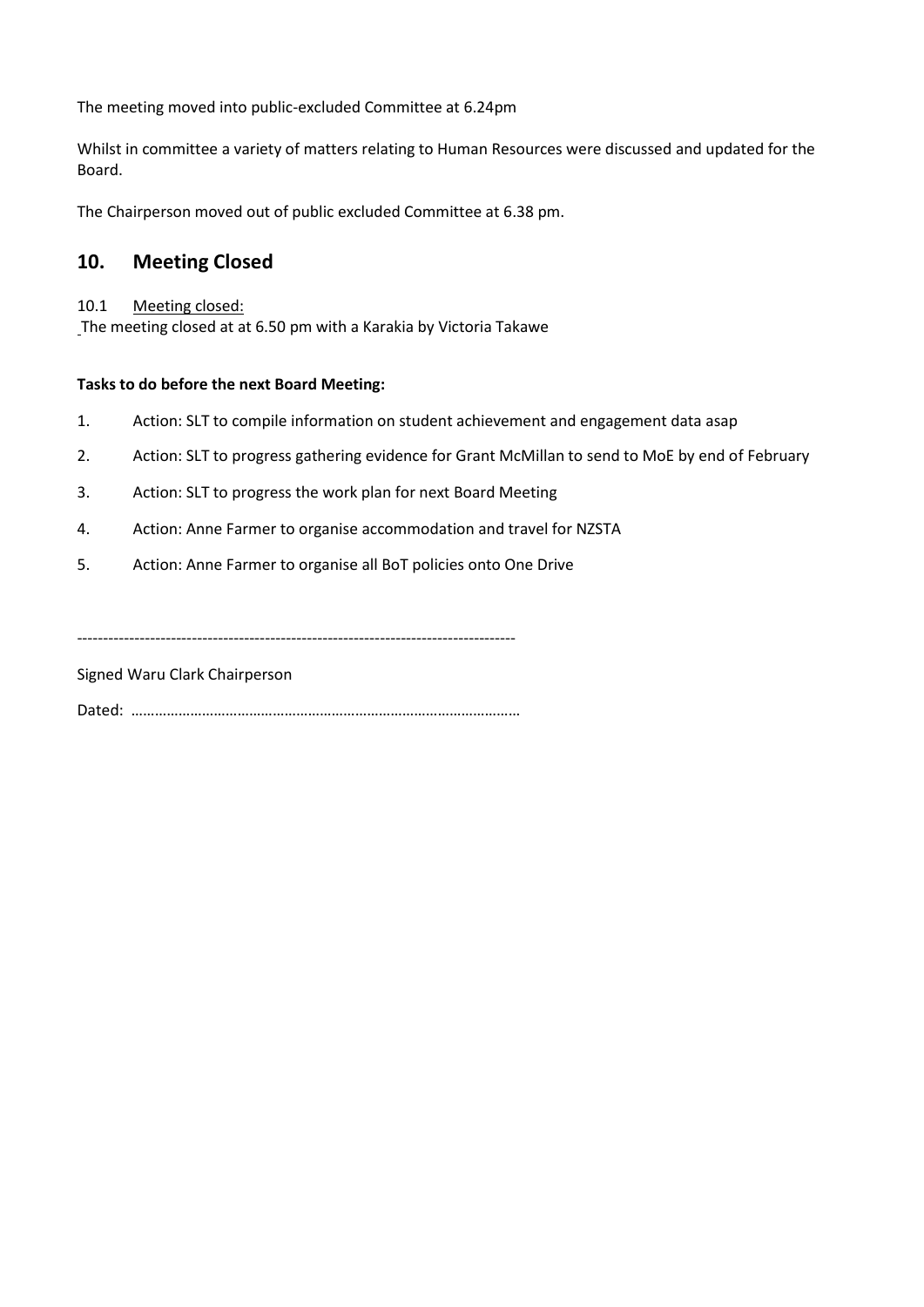The meeting moved into public-excluded Committee at 6.24pm

Whilst in committee a variety of matters relating to Human Resources were discussed and updated for the Board.

The Chairperson moved out of public excluded Committee at 6.38 pm.

## 10. Meeting Closed

10.1 Meeting closed:

The meeting closed at at 6.50 pm with a Karakia by Victoria Takawe

**Tasks to do before the next Board Meeting:**

1. Action: SLT to compile information on student achievement and engagement data asap
2. Action: SLT to progress gathering evidence for Grant McMillan to send to MoE by end of February
3. Action: SLT to progress the work plan for next Board Meeting
4. Action: Anne Farmer to organise accommodation and travel for NZSTA
5. Action: Anne Farmer to organise all BoT policies onto One Drive

-----------------------------------------------------------------------------------

Signed Waru Clark Chairperson

Dated: ………………………………………………………………………………………